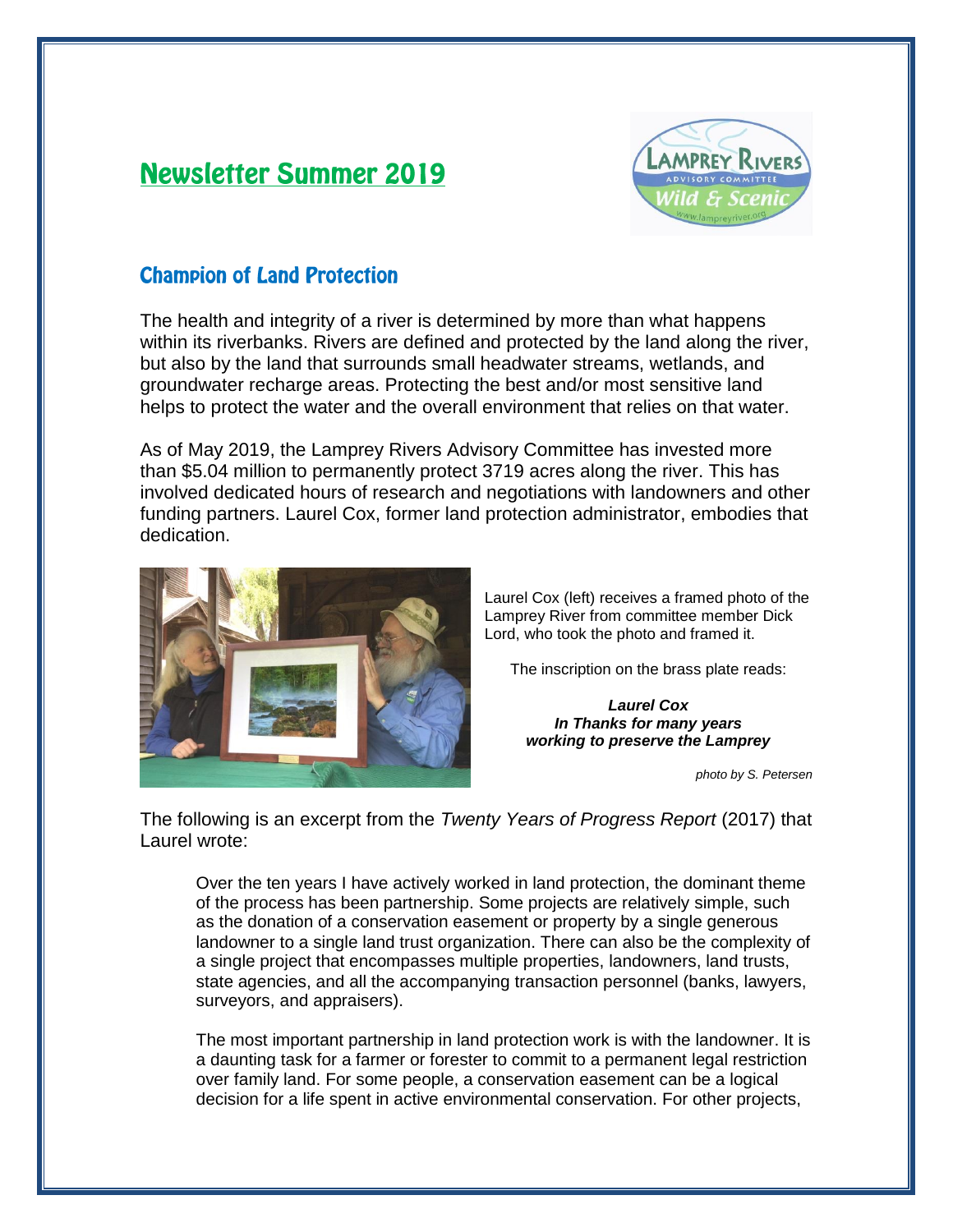# Newsletter Summer 2019

## Champion of Land Protection

The health and integrity of a river is determined by more than what happens within its riverbanks. Rivers are defined and protected by the land along the river, but also by the land that surrounds small headwater streams, wetlands, and groundwater recharge areas. Protecting the best and/or most sensitive land helps to protect the water and the overall environment that relies on that water.

As of May 2019, the Lamprey Rivers Advisory Committee has invested more than $5.04 million to permanently protect 3719 acres along the river. This has involved dedicated hours of research and negotiations with landowners and other funding partners. Laurel Cox, former land protection administrator, embodies that dedication.

Laurel Cox (left) receives a framed photo of the Lamprey River from committee member Dick Lord, who took the photo and framed it.

The inscription on the brass plate reads:

***Laurel Cox***
***In Thanks for many years***
***working to preserve the Lamprey***

*photo by S. Petersen*

The following is an excerpt from the *Twenty Years of Progress Report* (2017) that Laurel wrote:

> Over the ten years I have actively worked in land protection, the dominant theme of the process has been partnership. Some projects are relatively simple, such as the donation of a conservation easement or property by a single generous landowner to a single land trust organization. There can also be the complexity of a single project that encompasses multiple properties, landowners, land trusts, state agencies, and all the accompanying transaction personnel (banks, lawyers, surveyors, and appraisers).
>
> The most important partnership in land protection work is with the landowner. It is a daunting task for a farmer or forester to commit to a permanent legal restriction over family land. For some people, a conservation easement can be a logical decision for a life spent in active environmental conservation. For other projects,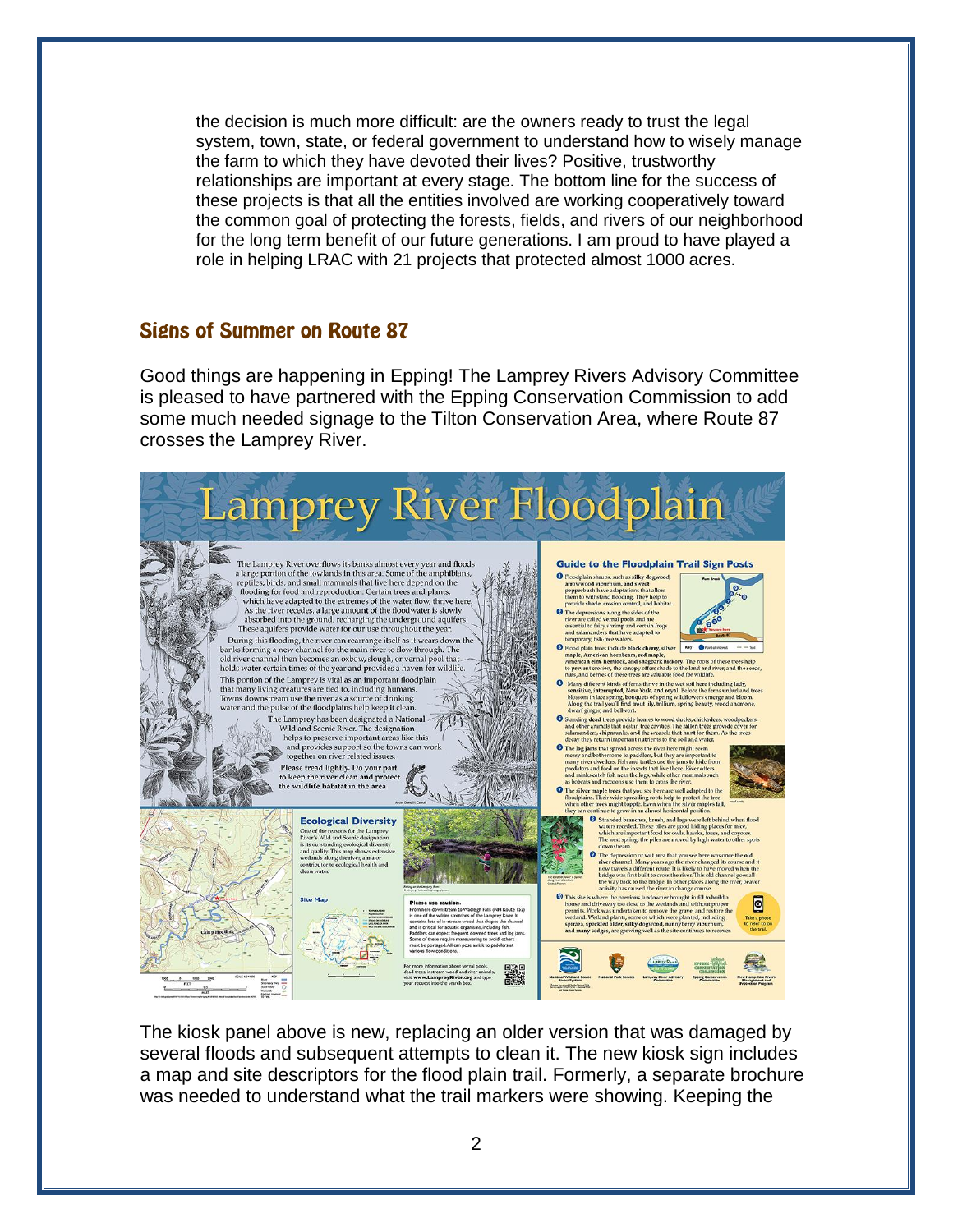the decision is much more difficult: are the owners ready to trust the legal system, town, state, or federal government to understand how to wisely manage the farm to which they have devoted their lives? Positive, trustworthy relationships are important at every stage. The bottom line for the success of these projects is that all the entities involved are working cooperatively toward the common goal of protecting the forests, fields, and rivers of our neighborhood for the long term benefit of our future generations. I am proud to have played a role in helping LRAC with 21 projects that protected almost 1000 acres.

## Signs of Summer on Route 87

Good things are happening in Epping! The Lamprey Rivers Advisory Committee is pleased to have partnered with the Epping Conservation Commission to add some much needed signage to the Tilton Conservation Area, where Route 87 crosses the Lamprey River.

The kiosk panel above is new, replacing an older version that was damaged by several floods and subsequent attempts to clean it. The new kiosk sign includes a map and site descriptors for the flood plain trail. Formerly, a separate brochure was needed to understand what the trail markers were showing. Keeping the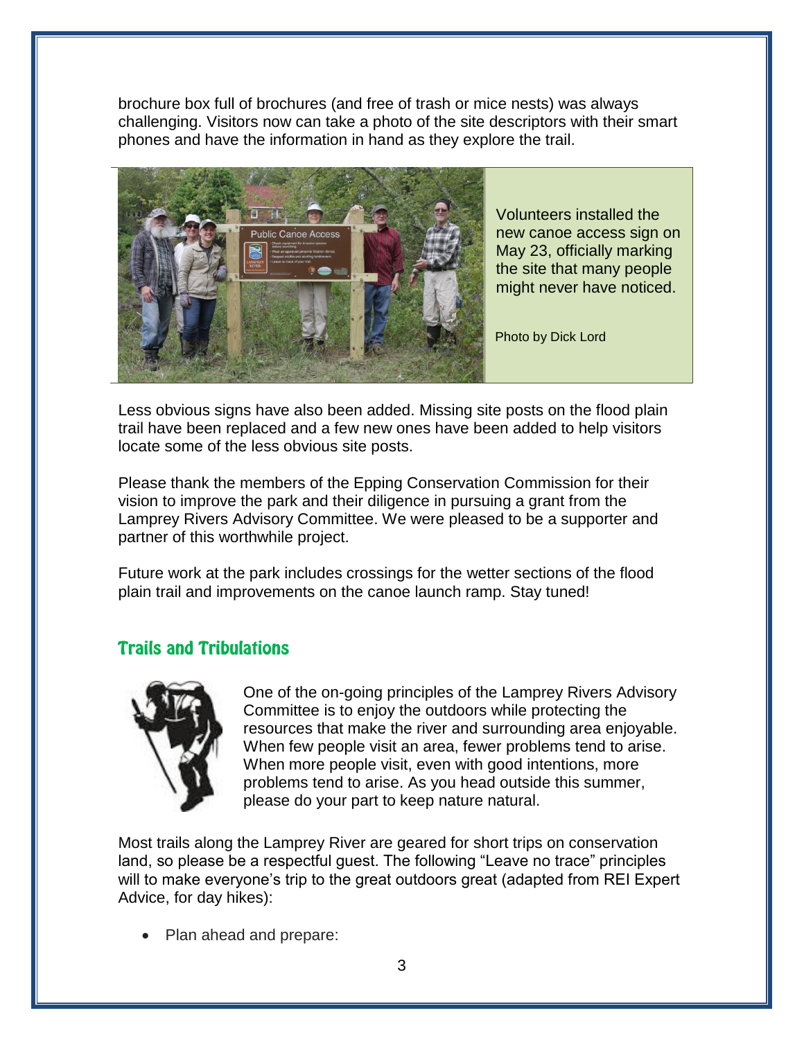brochure box full of brochures (and free of trash or mice nests) was always challenging. Visitors now can take a photo of the site descriptors with their smart phones and have the information in hand as they explore the trail.

Volunteers installed the new canoe access sign on May 23, officially marking the site that many people might never have noticed.

Photo by Dick Lord

Less obvious signs have also been added. Missing site posts on the flood plain trail have been replaced and a few new ones have been added to help visitors locate some of the less obvious site posts.

Please thank the members of the Epping Conservation Commission for their vision to improve the park and their diligence in pursuing a grant from the Lamprey Rivers Advisory Committee. We were pleased to be a supporter and partner of this worthwhile project.

Future work at the park includes crossings for the wetter sections of the flood plain trail and improvements on the canoe launch ramp. Stay tuned!

## Trails and Tribulations

One of the on-going principles of the Lamprey Rivers Advisory Committee is to enjoy the outdoors while protecting the resources that make the river and surrounding area enjoyable. When few people visit an area, fewer problems tend to arise. When more people visit, even with good intentions, more problems tend to arise. As you head outside this summer, please do your part to keep nature natural.

Most trails along the Lamprey River are geared for short trips on conservation land, so please be a respectful guest. The following "Leave no trace" principles will to make everyone's trip to the great outdoors great (adapted from REI Expert Advice, for day hikes):

- Plan ahead and prepare: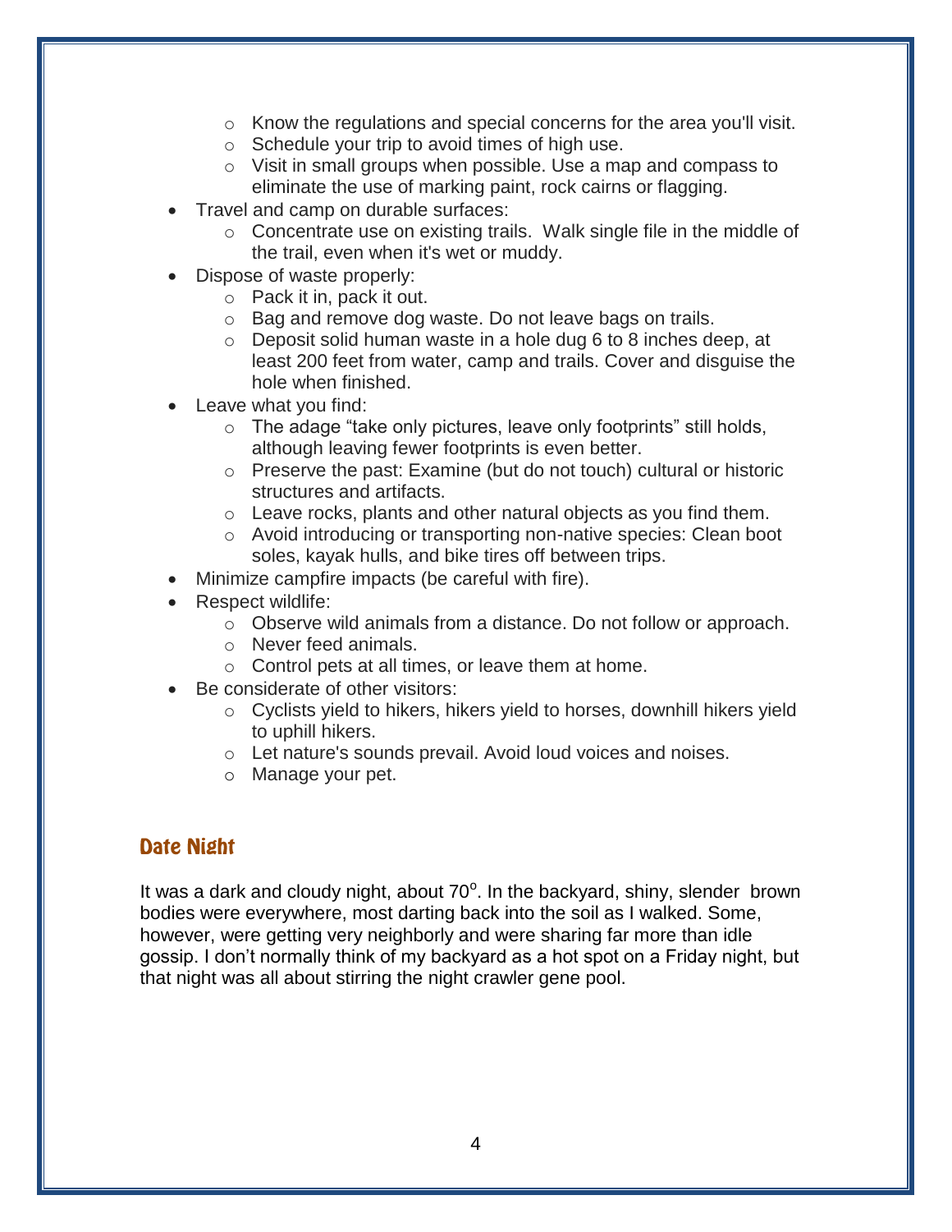- Know the regulations and special concerns for the area you'll visit.
  - Schedule your trip to avoid times of high use.
  - Visit in small groups when possible. Use a map and compass to eliminate the use of marking paint, rock cairns or flagging.
- Travel and camp on durable surfaces:
  - Concentrate use on existing trails. Walk single file in the middle of the trail, even when it's wet or muddy.
- Dispose of waste properly:
  - Pack it in, pack it out.
  - Bag and remove dog waste. Do not leave bags on trails.
  - Deposit solid human waste in a hole dug 6 to 8 inches deep, at least 200 feet from water, camp and trails. Cover and disguise the hole when finished.
- Leave what you find:
  - The adage "take only pictures, leave only footprints" still holds, although leaving fewer footprints is even better.
  - Preserve the past: Examine (but do not touch) cultural or historic structures and artifacts.
  - Leave rocks, plants and other natural objects as you find them.
  - Avoid introducing or transporting non-native species: Clean boot soles, kayak hulls, and bike tires off between trips.
- Minimize campfire impacts (be careful with fire).
- Respect wildlife:
  - Observe wild animals from a distance. Do not follow or approach.
  - Never feed animals.
  - Control pets at all times, or leave them at home.
- Be considerate of other visitors:
  - Cyclists yield to hikers, hikers yield to horses, downhill hikers yield to uphill hikers.
  - Let nature's sounds prevail. Avoid loud voices and noises.
  - Manage your pet.

## Date Night

It was a dark and cloudy night, about 70°. In the backyard, shiny, slender brown bodies were everywhere, most darting back into the soil as I walked. Some, however, were getting very neighborly and were sharing far more than idle gossip. I don't normally think of my backyard as a hot spot on a Friday night, but that night was all about stirring the night crawler gene pool.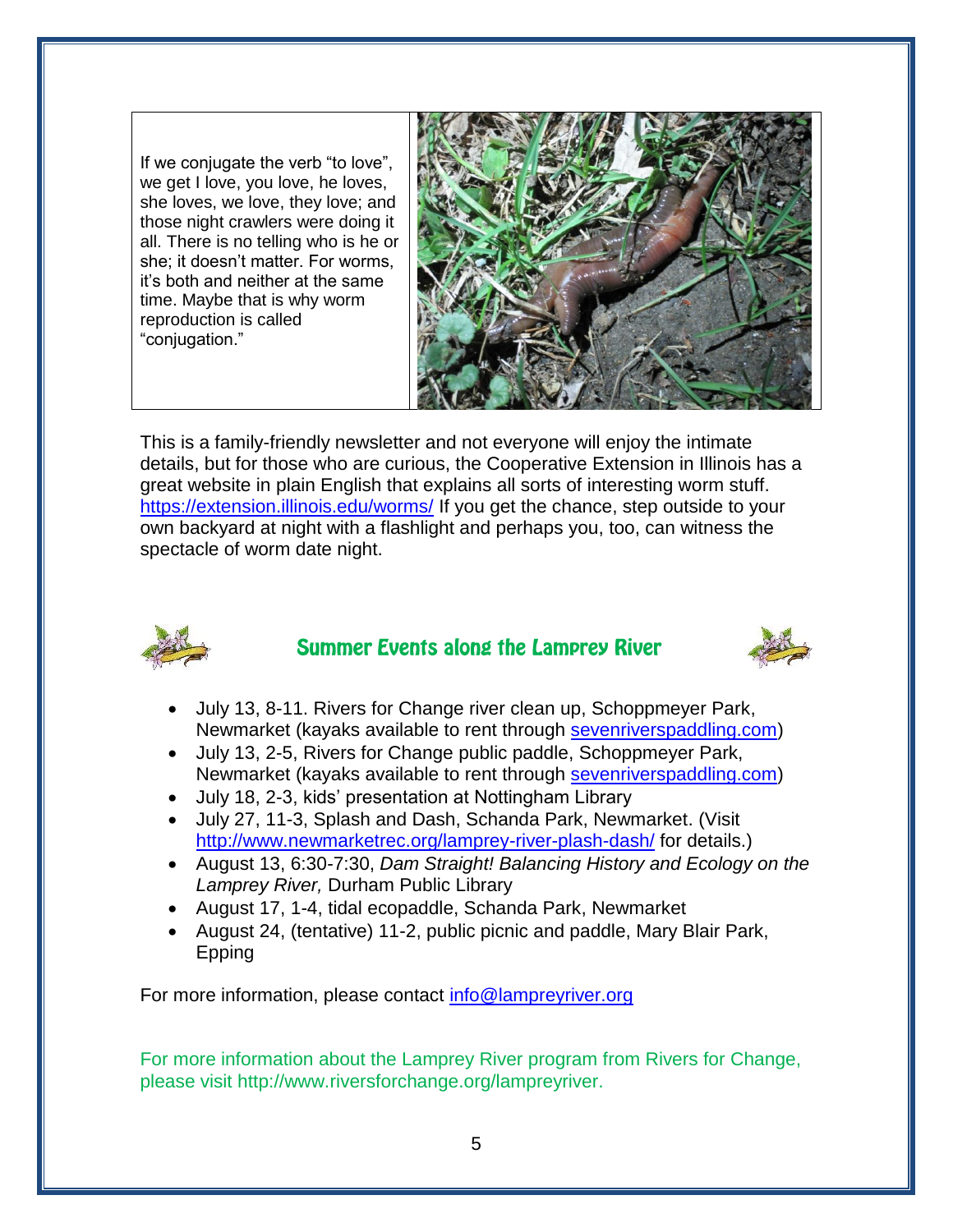If we conjugate the verb "to love", we get I love, you love, he loves, she loves, we love, they love; and those night crawlers were doing it all. There is no telling who is he or she; it doesn't matter. For worms, it's both and neither at the same time. Maybe that is why worm reproduction is called "conjugation."

This is a family-friendly newsletter and not everyone will enjoy the intimate details, but for those who are curious, the Cooperative Extension in Illinois has a great website in plain English that explains all sorts of interesting worm stuff. https://extension.illinois.edu/worms/ If you get the chance, step outside to your own backyard at night with a flashlight and perhaps you, too, can witness the spectacle of worm date night.

## Summer Events along the Lamprey River

- July 13, 8-11. Rivers for Change river clean up, Schoppmeyer Park, Newmarket (kayaks available to rent through sevenriverspaddling.com)
- July 13, 2-5, Rivers for Change public paddle, Schoppmeyer Park, Newmarket (kayaks available to rent through sevenriverspaddling.com)
- July 18, 2-3, kids' presentation at Nottingham Library
- July 27, 11-3, Splash and Dash, Schanda Park, Newmarket. (Visit http://www.newmarketrec.org/lamprey-river-plash-dash/ for details.)
- August 13, 6:30-7:30, *Dam Straight! Balancing History and Ecology on the Lamprey River,* Durham Public Library
- August 17, 1-4, tidal ecopaddle, Schanda Park, Newmarket
- August 24, (tentative) 11-2, public picnic and paddle, Mary Blair Park, Epping

For more information, please contact info@lampreyriver.org

For more information about the Lamprey River program from Rivers for Change, please visit http://www.riversforchange.org/lampreyriver.